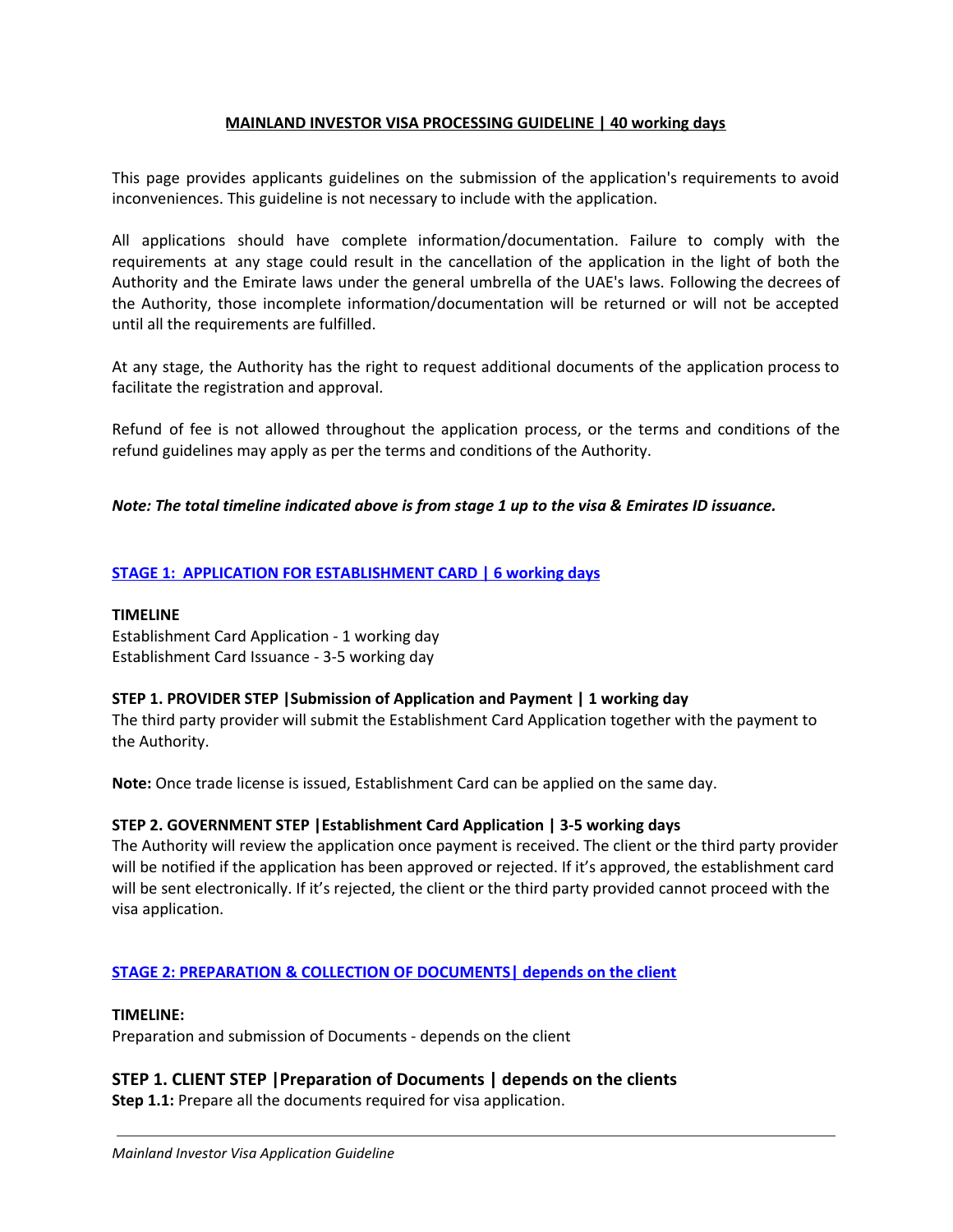# MAINLAND INVESTOR VISA PROCESSING GUIDELINE | 40 working days

This page provides applicants guidelines on the submission of the application's requirements to avoid inconveniences. This guideline is not necessary to include with the application.

All applications should have complete information/documentation. Failure to comply with the requirements at any stage could result in the cancellation of the application in the light of both the Authority and the Emirate laws under the general umbrella of the UAE's laws. Following the decrees of the Authority, those incomplete information/documentation will be returned or will not be accepted until all the requirements are fulfilled.

At any stage, the Authority has the right to request additional documents of the application process to facilitate the registration and approval.

Refund of fee is not allowed throughout the application process, or the terms and conditions of the refund guidelines may apply as per the terms and conditions of the Authority.

***Note: The total timeline indicated above is from stage 1 up to the visa & Emirates ID issuance.***

## STAGE 1: APPLICATION FOR ESTABLISHMENT CARD | 6 working days

**TIMELINE**

Establishment Card Application - 1 working day
Establishment Card Issuance - 3-5 working day

### STEP 1. PROVIDER STEP |Submission of Application and Payment | 1 working day

The third party provider will submit the Establishment Card Application together with the payment to the Authority.

**Note:** Once trade license is issued, Establishment Card can be applied on the same day.

### STEP 2. GOVERNMENT STEP |Establishment Card Application | 3-5 working days

The Authority will review the application once payment is received. The client or the third party provider will be notified if the application has been approved or rejected. If it's approved, the establishment card will be sent electronically. If it's rejected, the client or the third party provided cannot proceed with the visa application.

## STAGE 2: PREPARATION & COLLECTION OF DOCUMENTS| depends on the client

**TIMELINE:**

Preparation and submission of Documents - depends on the client

### STEP 1. CLIENT STEP |Preparation of Documents | depends on the clients

**Step 1.1:** Prepare all the documents required for visa application.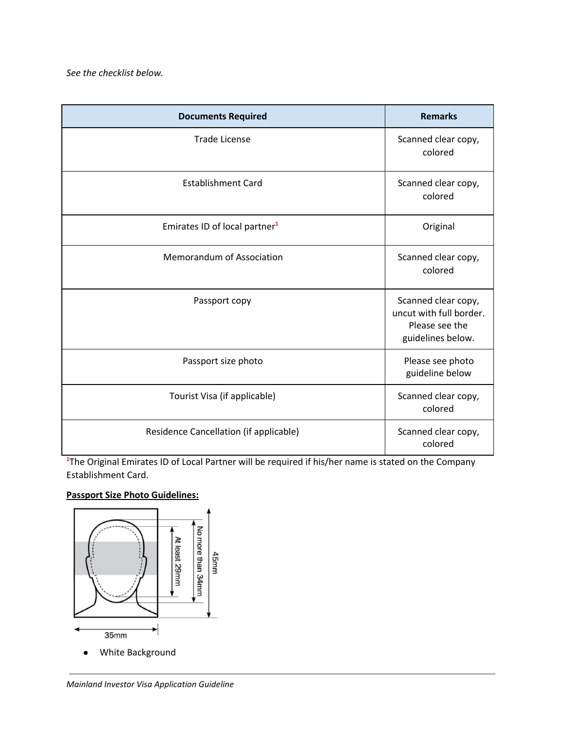*See the checklist below.*

| Documents Required | Remarks |
| --- | --- |
| Trade License | Scanned clear copy, colored |
| Establishment Card | Scanned clear copy, colored |
| Emirates ID of local partner[1] | Original |
| Memorandum of Association | Scanned clear copy, colored |
| Passport copy | Scanned clear copy, uncut with full border. Please see the guidelines below. |
| Passport size photo | Please see photo guideline below |
| Tourist Visa (if applicable) | Scanned clear copy, colored |
| Residence Cancellation (if applicable) | Scanned clear copy, colored |

[1]The Original Emirates ID of Local Partner will be required if his/her name is stated on the Company Establishment Card.

**Passport Size Photo Guidelines:**

At least 29mm

No more than 34mm

45mm

35mm

- White Background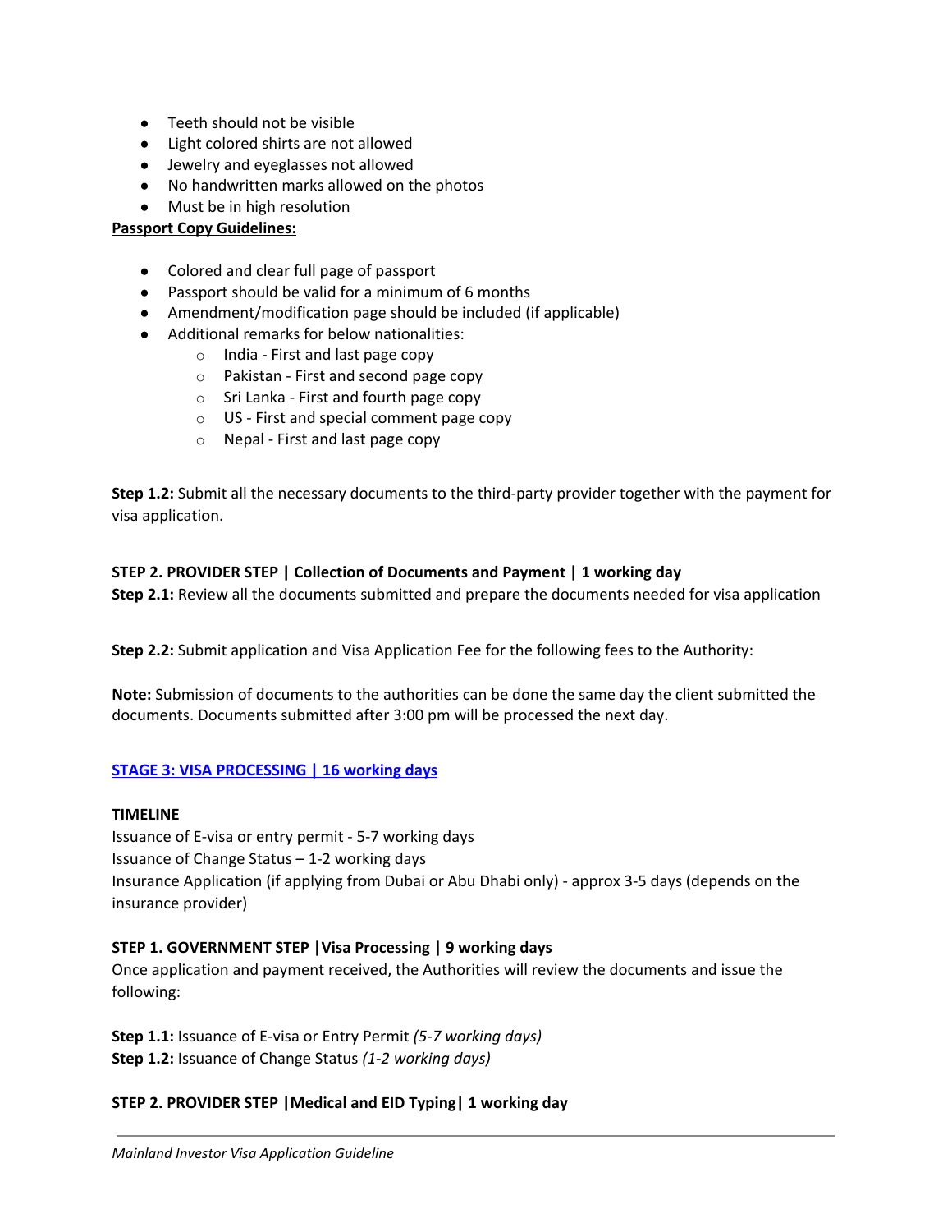- Teeth should not be visible
- Light colored shirts are not allowed
- Jewelry and eyeglasses not allowed
- No handwritten marks allowed on the photos
- Must be in high resolution

**Passport Copy Guidelines:**

- Colored and clear full page of passport
- Passport should be valid for a minimum of 6 months
- Amendment/modification page should be included (if applicable)
- Additional remarks for below nationalities:
  - India - First and last page copy
  - Pakistan - First and second page copy
  - Sri Lanka - First and fourth page copy
  - US - First and special comment page copy
  - Nepal - First and last page copy

**Step 1.2:** Submit all the necessary documents to the third-party provider together with the payment for visa application.

**STEP 2. PROVIDER STEP | Collection of Documents and Payment | 1 working day**

**Step 2.1:** Review all the documents submitted and prepare the documents needed for visa application

**Step 2.2:** Submit application and Visa Application Fee for the following fees to the Authority:

**Note:** Submission of documents to the authorities can be done the same day the client submitted the documents. Documents submitted after 3:00 pm will be processed the next day.

## STAGE 3: VISA PROCESSING | 16 working days

**TIMELINE**

Issuance of E-visa or entry permit - 5-7 working days
Issuance of Change Status – 1-2 working days
Insurance Application (if applying from Dubai or Abu Dhabi only) - approx 3-5 days (depends on the insurance provider)

**STEP 1. GOVERNMENT STEP |Visa Processing | 9 working days**

Once application and payment received, the Authorities will review the documents and issue the following:

**Step 1.1:** Issuance of E-visa or Entry Permit *(5-7 working days)*
**Step 1.2:** Issuance of Change Status *(1-2 working days)*

**STEP 2. PROVIDER STEP |Medical and EID Typing| 1 working day**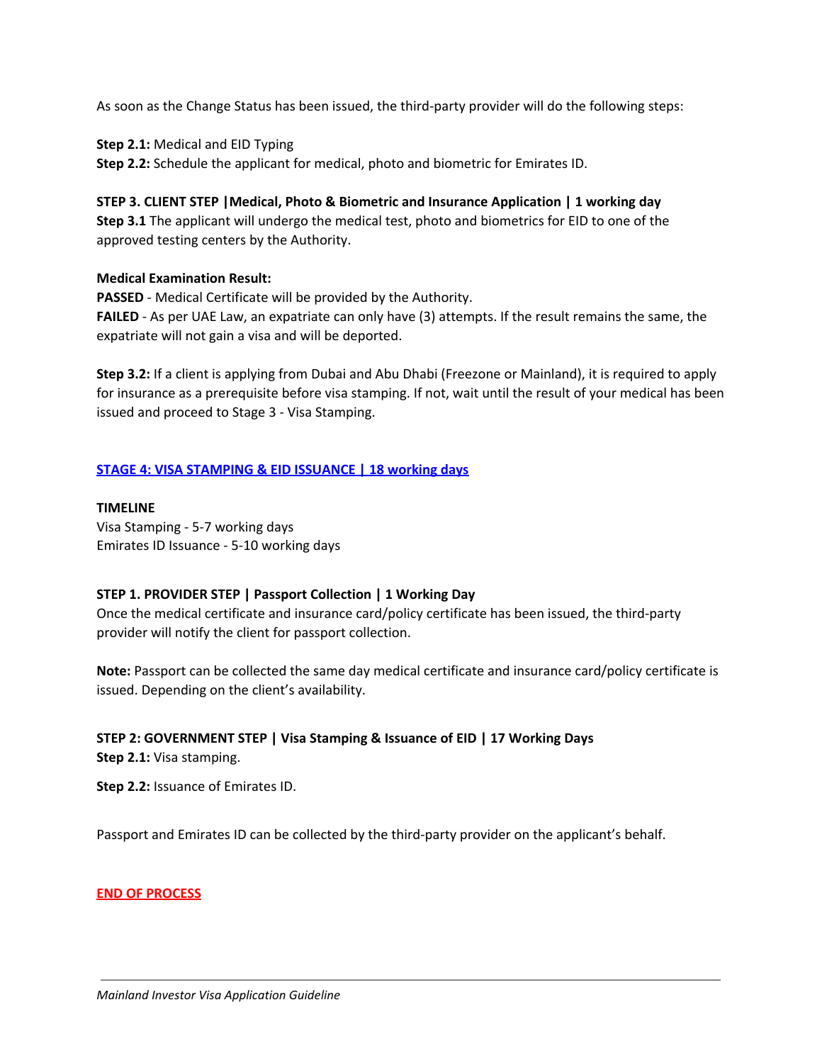As soon as the Change Status has been issued, the third-party provider will do the following steps:

**Step 2.1:** Medical and EID Typing
**Step 2.2:** Schedule the applicant for medical, photo and biometric for Emirates ID.

**STEP 3. CLIENT STEP |Medical, Photo & Biometric and Insurance Application | 1 working day**
**Step 3.1** The applicant will undergo the medical test, photo and biometrics for EID to one of the approved testing centers by the Authority.

**Medical Examination Result:**
**PASSED** - Medical Certificate will be provided by the Authority.
**FAILED** - As per UAE Law, an expatriate can only have (3) attempts. If the result remains the same, the expatriate will not gain a visa and will be deported.

**Step 3.2:** If a client is applying from Dubai and Abu Dhabi (Freezone or Mainland), it is required to apply for insurance as a prerequisite before visa stamping. If not, wait until the result of your medical has been issued and proceed to Stage 3 - Visa Stamping.

## STAGE 4: VISA STAMPING & EID ISSUANCE | 18 working days

**TIMELINE**
Visa Stamping - 5-7 working days
Emirates ID Issuance - 5-10 working days

**STEP 1. PROVIDER STEP | Passport Collection | 1 Working Day**
Once the medical certificate and insurance card/policy certificate has been issued, the third-party provider will notify the client for passport collection.

**Note:** Passport can be collected the same day medical certificate and insurance card/policy certificate is issued. Depending on the client's availability.

**STEP 2: GOVERNMENT STEP | Visa Stamping & Issuance of EID | 17 Working Days**
**Step 2.1:** Visa stamping.

**Step 2.2:** Issuance of Emirates ID.

Passport and Emirates ID can be collected by the third-party provider on the applicant's behalf.

**END OF PROCESS**